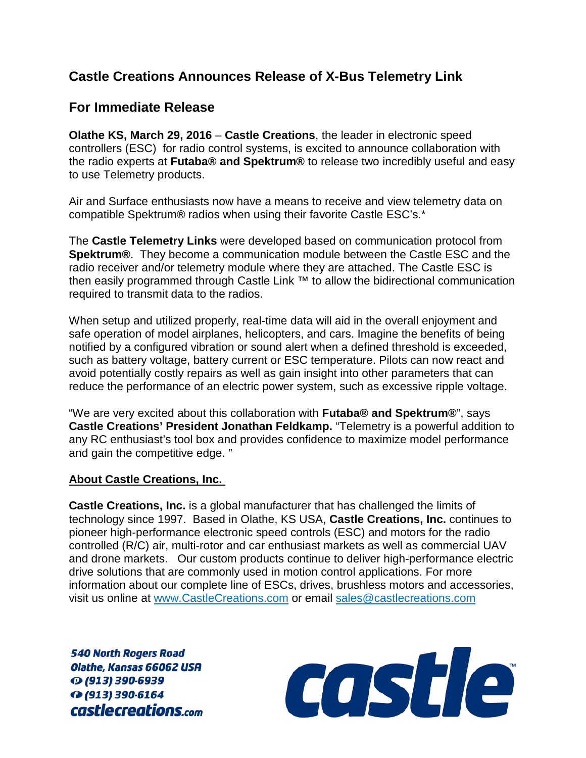# Castle Creations Announces Release of X-Bus Telemetry Link

## For Immediate Release

**Olathe KS, March 29, 2016** – **Castle Creations**, the leader in electronic speed controllers (ESC) for radio control systems, is excited to announce collaboration with the radio experts at **Futaba® and Spektrum®** to release two incredibly useful and easy to use Telemetry products.

Air and Surface enthusiasts now have a means to receive and view telemetry data on compatible Spektrum® radios when using their favorite Castle ESC's.*

The **Castle Telemetry Links** were developed based on communication protocol from **Spektrum®**. They become a communication module between the Castle ESC and the radio receiver and/or telemetry module where they are attached. The Castle ESC is then easily programmed through Castle Link ™ to allow the bidirectional communication required to transmit data to the radios.

When setup and utilized properly, real-time data will aid in the overall enjoyment and safe operation of model airplanes, helicopters, and cars. Imagine the benefits of being notified by a configured vibration or sound alert when a defined threshold is exceeded, such as battery voltage, battery current or ESC temperature. Pilots can now react and avoid potentially costly repairs as well as gain insight into other parameters that can reduce the performance of an electric power system, such as excessive ripple voltage.

"We are very excited about this collaboration with **Futaba® and Spektrum®**", says **Castle Creations' President Jonathan Feldkamp.** "Telemetry is a powerful addition to any RC enthusiast's tool box and provides confidence to maximize model performance and gain the competitive edge. "

**About Castle Creations, Inc.**

**Castle Creations, Inc.** is a global manufacturer that has challenged the limits of technology since 1997. Based in Olathe, KS USA, **Castle Creations, Inc.** continues to pioneer high-performance electronic speed controls (ESC) and motors for the radio controlled (R/C) air, multi-rotor and car enthusiast markets as well as commercial UAV and drone markets. Our custom products continue to deliver high-performance electric drive solutions that are commonly used in motion control applications. For more information about our complete line of ESCs, drives, brushless motors and accessories, visit us online at www.CastleCreations.com or email sales@castlecreations.com

540 North Rogers Road
Olathe, Kansas 66062 USA
P (913) 390-6939
F (913) 390-6164
castlecreations.com

castle™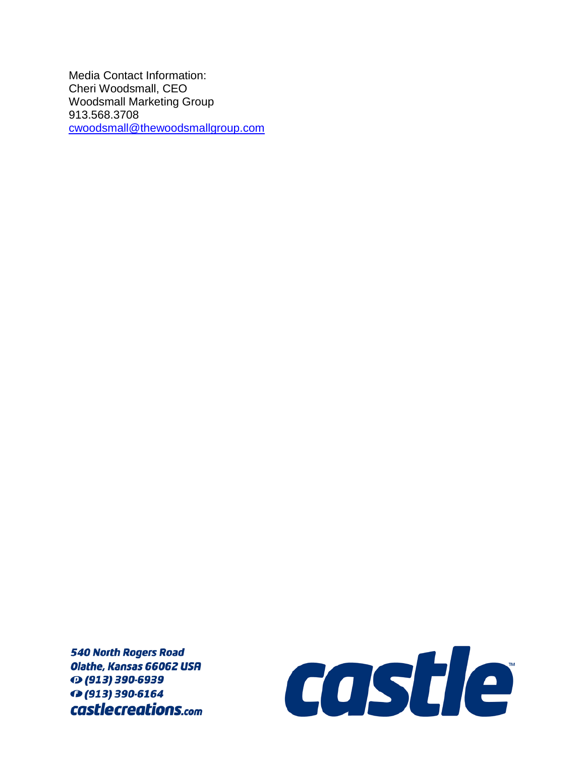Media Contact Information:
Cheri Woodsmall, CEO
Woodsmall Marketing Group
913.568.3708
cwoodsmall@thewoodsmallgroup.com